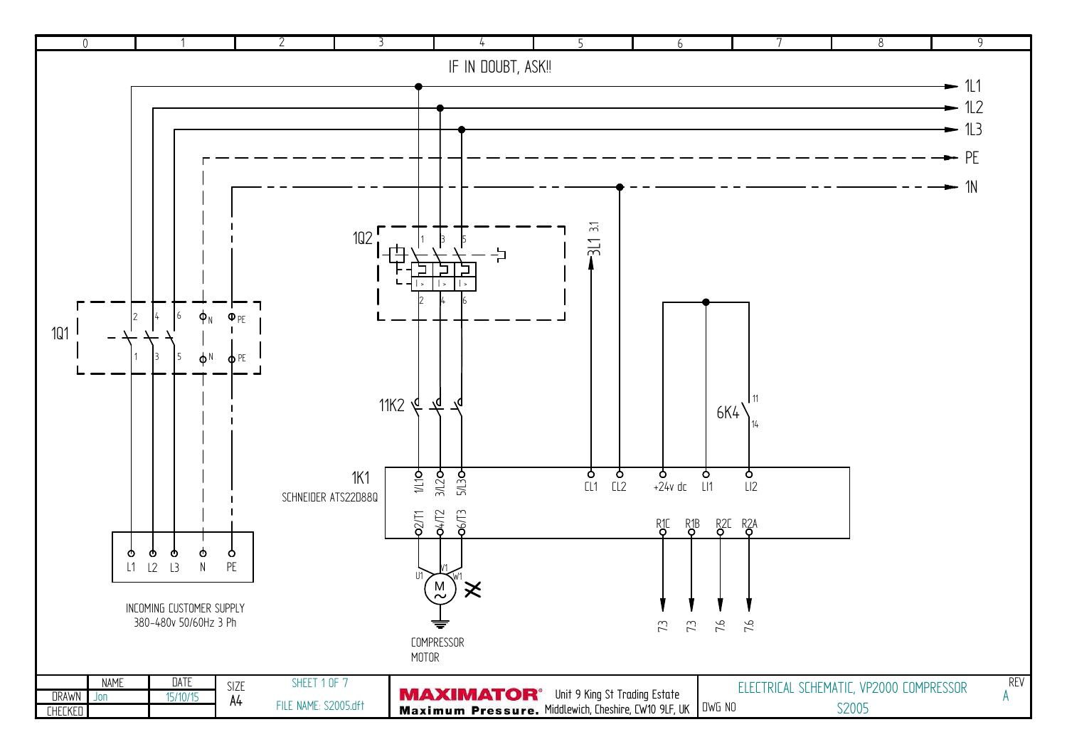IF IN DOUBT, ASK!!

1L1

1L2

1L3

PE

1N

1Q2

3L1 3.1

1Q1

11K2

6K4

1K1

SCHNEIDER ATS22D88Q

1/L1 3/L2 5/L3

2/T1 4/T2 6/T3

CL1 CL2 +24v dc LI1 LI2

R1C R1B R2C R2A

7.3 7.3 7.6 7.6

U1 V1 W1

COMPRESSOR MOTOR

L1 L2 L3 N PE

INCOMING CUSTOMER SUPPLY
380-480v 50/60Hz 3 Ph

| | NAME | DATE | SIZE | SHEET 1 OF 7 |
|---|---|---|---|---|
| DRAWN | Jon | 15/10/15 | A4 | FILE NAME: S2005.dft |
| CHECKED | | | | |

**MAXIMATOR®** Unit 9 King St Trading Estate
**Maximum Pressure.** Middlewich, Cheshire, CW10 9LF, UK

ELECTRICAL SCHEMATIC, VP2000 COMPRESSOR

DWG NO S2005

REV A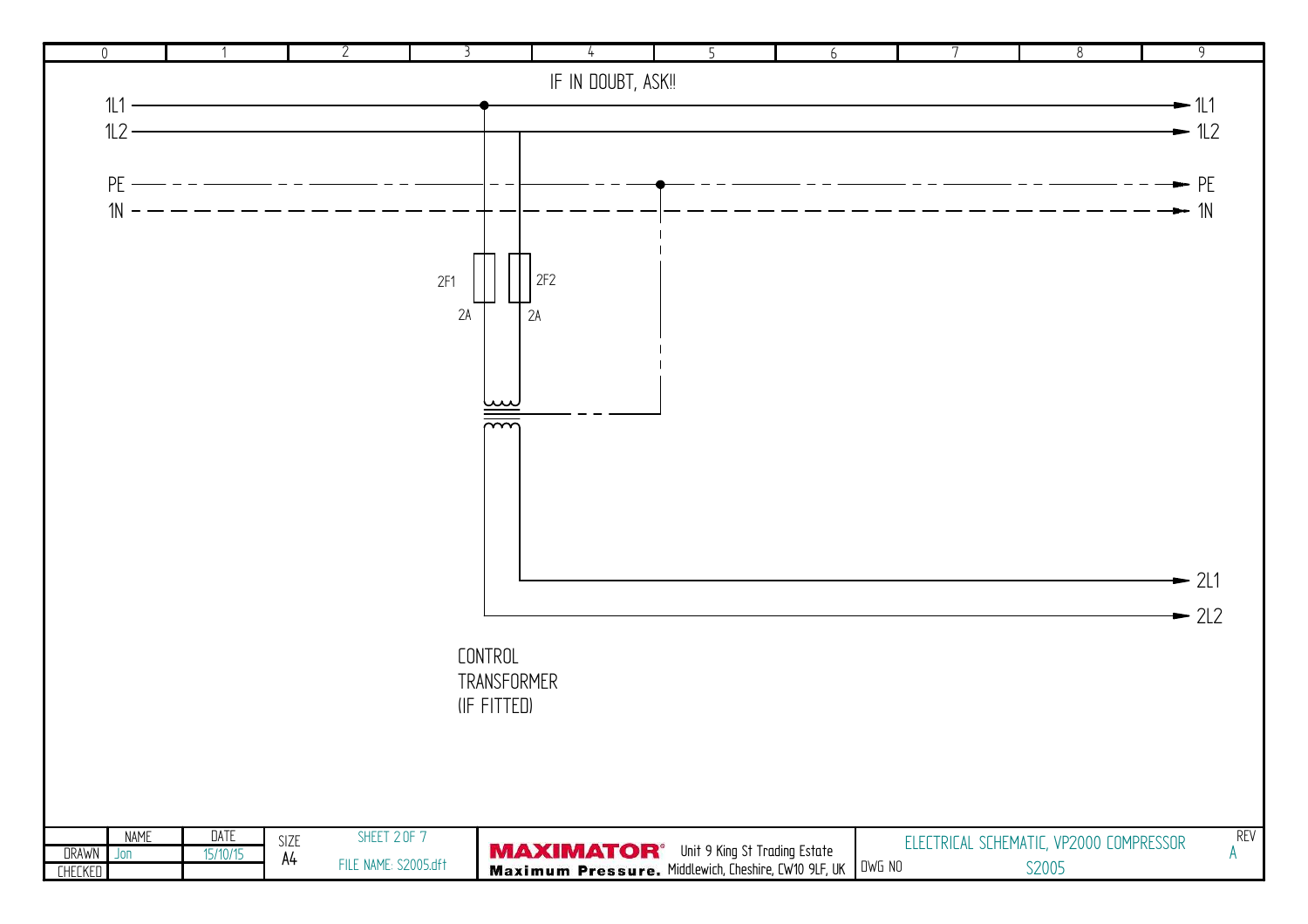IF IN DOUBT, ASK!!

1L1

1L2

PE

1N

2F1
2A

2F2
2A

1L1

1L2

PE

1N

2L1

2L2

CONTROL
TRANSFORMER
(IF FITTED)

| | NAME | DATE | SIZE | SHEET 2 OF 7 |
|---|---|---|---|---|
| DRAWN | Jon | 15/10/15 | A4 | FILE NAME: S2005.dft |
| CHECKED | | | | |

**MAXIMATOR**® Maximum Pressure. Unit 9 King St Trading Estate Middlewich, Cheshire, CW10 9LF, UK

ELECTRICAL SCHEMATIC, VP2000 COMPRESSOR

DWG NO S2005

REV A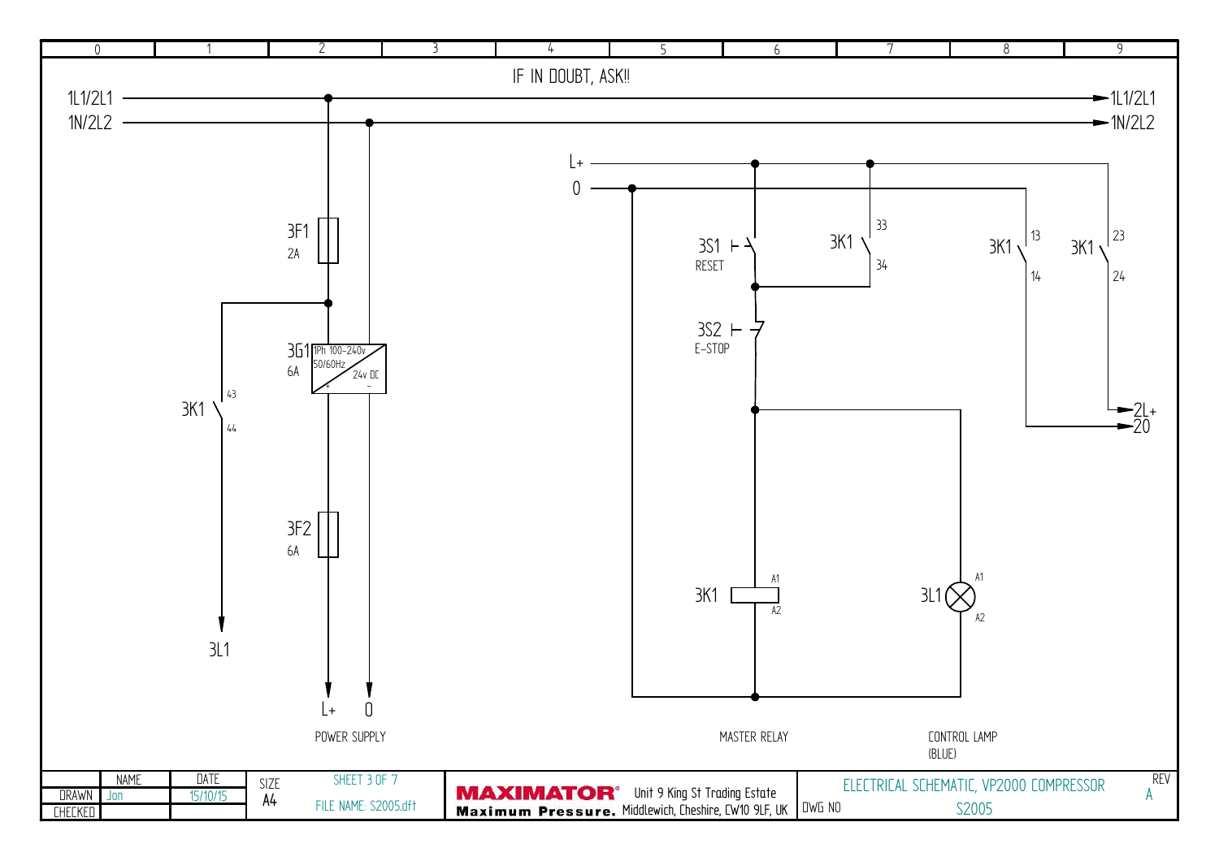| 0 | 1 | 2 | 3 | 4 | 5 | 6 | 7 | 8 | 9 |
|---|---|---|---|---|---|---|---|---|---|

IF IN DOUBT, ASK!!

1L1/2L1 → 1L1/2L1

1N/2L2 → 1N/2L2

L+

0

3F1
2A

3G1
6A
1Ph 100-240v
50/60Hz
24v DC
+ −

3K1
43
44

3L1

3F2
6A

L+ 0

POWER SUPPLY

3S1
RESET

3S2
E-STOP

3K1
33
34

3K1
13
14

3K1
23
24

2L+
20

3K1
A1
A2

3L1
A1
A2

MASTER RELAY

CONTROL LAMP
(BLUE)

| | NAME | DATE | SIZE | SHEET 3 OF 7 | MAXIMATOR® Maximum Pressure. Unit 9 King St Trading Estate Middlewich, Cheshire, CW10 9LF, UK | ELECTRICAL SCHEMATIC, VP2000 COMPRESSOR | REV |
|---|---|---|---|---|---|---|---|
| DRAWN | Jon | 15/10/15 | A4 | FILE NAME: S2005.dft | | DWG NO S2005 | A |
| CHECKED | | | | | | | |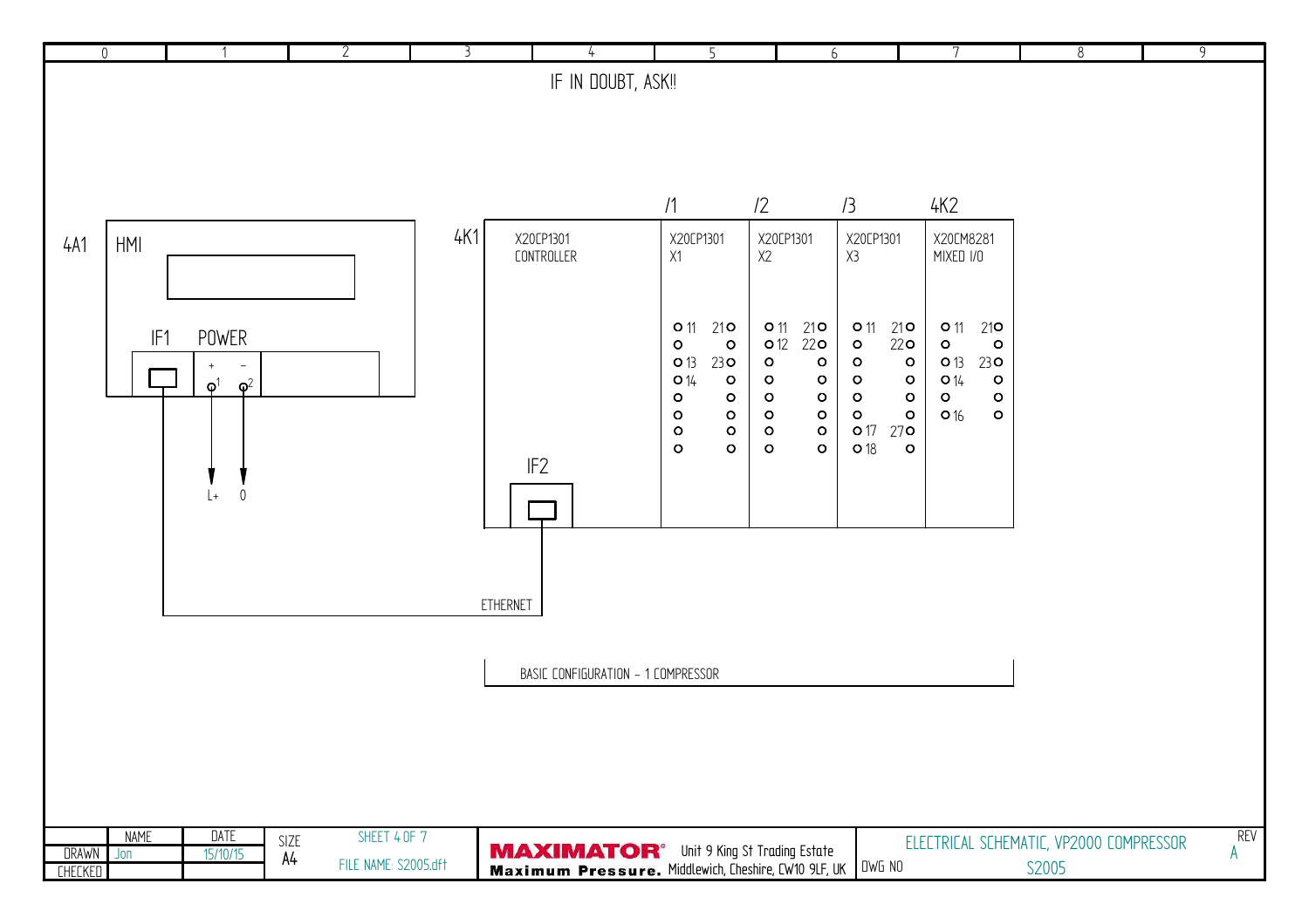IF IN DOUBT, ASK!!

**4A1** HMI

IF1 POWER

+ − 1 2

L+ 0

**4K1** X20CP1301 CONTROLLER

IF2

ETHERNET

| /1 | /2 | /3 | 4K2 |
|---|---|---|---|
| X20CP1301 X1 | X20CP1301 X2 | X20CP1301 X3 | X20CM8281 MIXED I/O |
| 11, 21, 13, 23, 14 | 11, 21, 12, 22 | 11, 21, 22, 17, 27, 18 | 11, 21, 13, 23, 14, 16 |

BASIC CONFIGURATION - 1 COMPRESSOR

| | NAME | DATE | SIZE | SHEET 4 OF 7 |
|---|---|---|---|---|
| DRAWN | Jon | 15/10/15 | A4 | FILE NAME: S2005.dft |
| CHECKED | | | | |

MAXIMATOR® Maximum Pressure. Unit 9 King St Trading Estate Middlewich, Cheshire, CW10 9LF, UK

ELECTRICAL SCHEMATIC, VP2000 COMPRESSOR

DWG NO S2005

REV A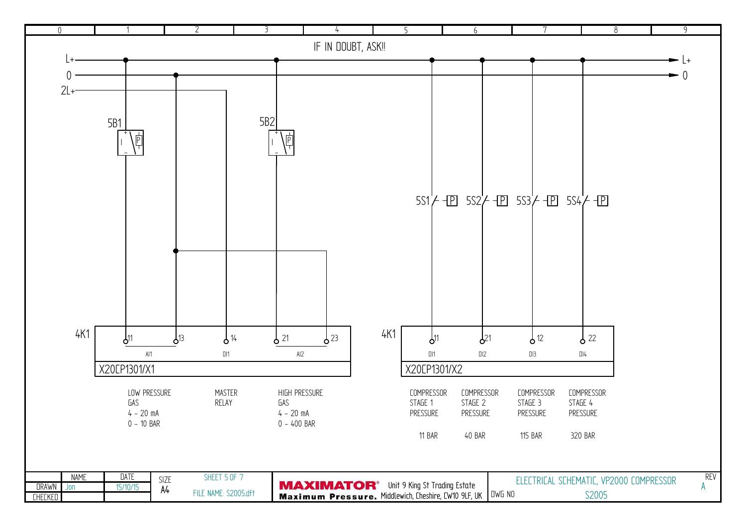IF IN DOUBT, ASK!!

L+
0
2L+

5B1

5B2

5S1 5S2 5S3 5S4

4K1

| 11 | 13 | 14 | 21 | 23 |
|---|---|---|---|---|
| AI1 | | DI1 | AI2 | |

X20CP1301/X1

4K1

| 11 | 21 | 12 | 22 |
|---|---|---|---|
| DI1 | DI2 | DI3 | DI4 |

X20CP1301/X2

| Terminal | Description |
|---|---|
| AI1 | LOW PRESSURE GAS 4 - 20 mA 0 - 10 BAR |
| DI1 | MASTER RELAY |
| AI2 | HIGH PRESSURE GAS 4 - 20 mA 0 - 400 BAR |

| Terminal | Description | Setting |
|---|---|---|
| DI1 | COMPRESSOR STAGE 1 PRESSURE | 11 BAR |
| DI2 | COMPRESSOR STAGE 2 PRESSURE | 40 BAR |
| DI3 | COMPRESSOR STAGE 3 PRESSURE | 115 BAR |
| DI4 | COMPRESSOR STAGE 4 PRESSURE | 320 BAR |

| | NAME | DATE | SIZE | |
|---|---|---|---|---|
| DRAWN | Jon | 15/10/15 | A4 | FILE NAME: S2005.dft |
| CHECKED | | | | |

MAXIMATOR® Maximum Pressure. Unit 9 King St Trading Estate Middlewich, Cheshire, CW10 9LF, UK

ELECTRICAL SCHEMATIC, VP2000 COMPRESSOR

DWG NO S2005

REV A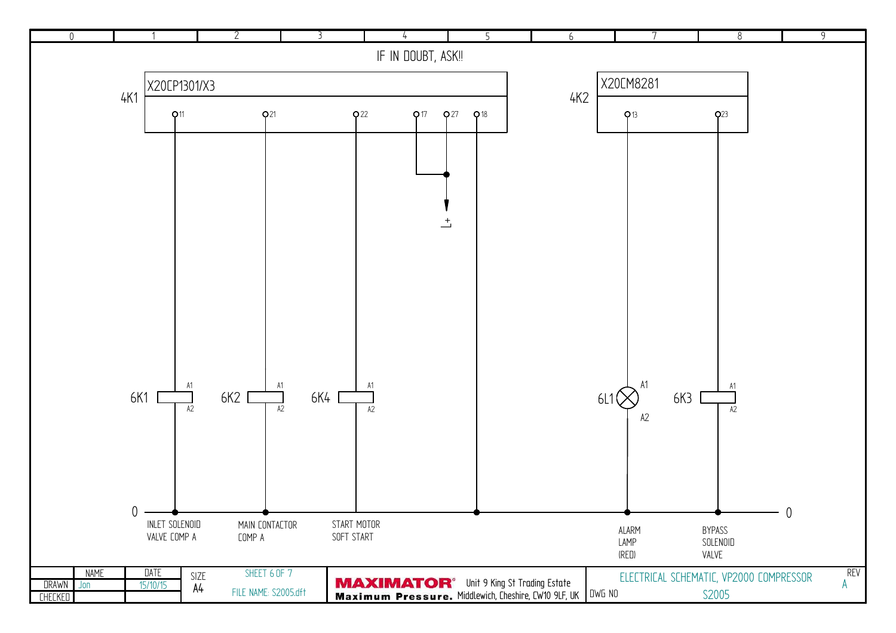IF IN DOUBT, ASK!!

4K1 X20CP1301/X3

Terminals: 11, 21, 22, 17, 27, 18

4K2 X20CM8281

Terminals: 13, 23

+

| Device | Terminals | Description |
|---|---|---|
| 6K1 | A1, A2 | INLET SOLENOID VALVE COMP A |
| 6K2 | A1, A2 | MAIN CONTACTOR COMP A |
| 6K4 | A1, A2 | START MOTOR SOFT START |
| 6L1 | A1, A2 | ALARM LAMP (RED) |
| 6K3 | A1, A2 | BYPASS SOLENOID VALVE |

0 — 0

| | NAME | DATE | SIZE | SHEET 6 OF 7 |
|---|---|---|---|---|
| DRAWN | Jon | 15/10/15 | A4 | FILE NAME: S2005.dft |
| CHECKED | | | | |

MAXIMATOR® Maximum Pressure. Unit 9 King St Trading Estate, Middlewich, Cheshire, CW10 9LF, UK

ELECTRICAL SCHEMATIC, VP2000 COMPRESSOR

DWG NO S2005

REV A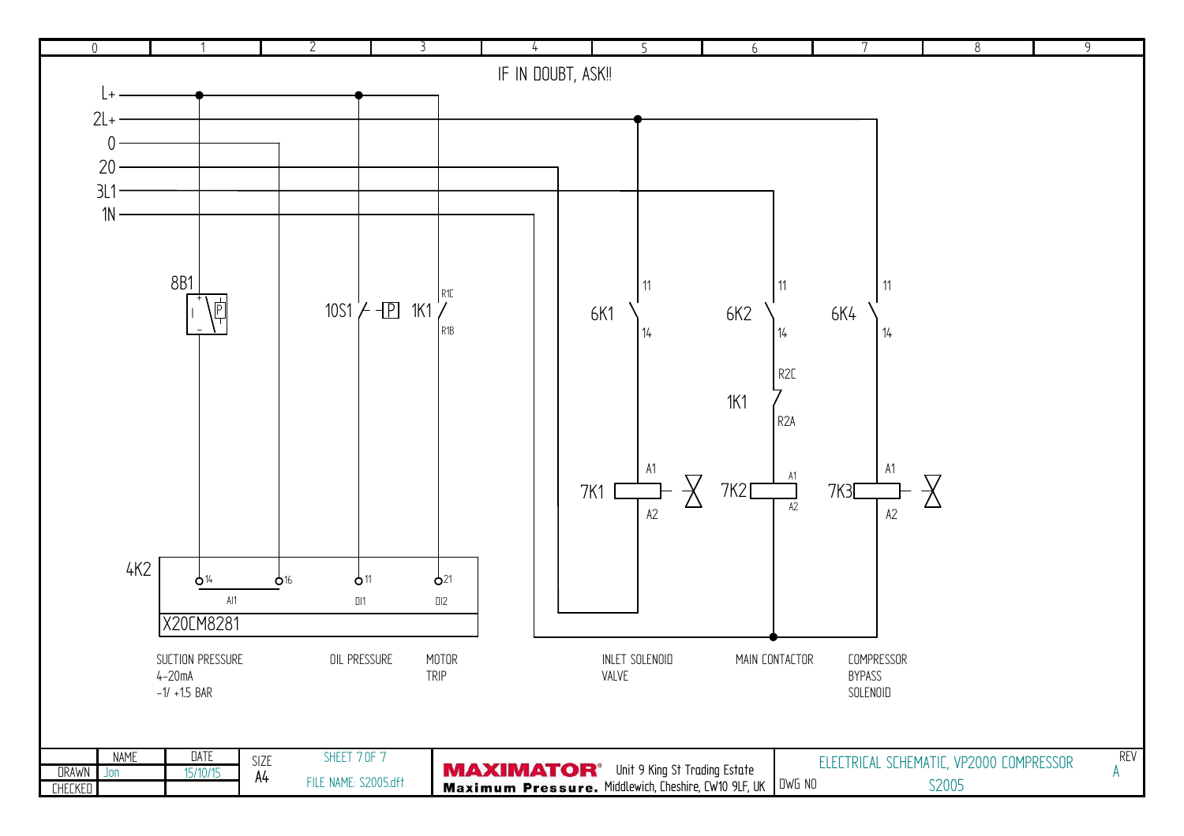IF IN DOUBT, ASK!!

L+
2L+
0
20
3L1
1N

8B1

10S1 1K1 R1C R1B

6K1 11 14

6K2 11 14

R2C
1K1
R2A

6K4 11 14

7K1 A1 A2

7K2 A1 A2

7K3 A1 A2

4K2

14 16 11 21

AI1 DI1 DI2

X20CM8281

SUCTION PRESSURE
4-20mA
-1/ +1.5 BAR

OIL PRESSURE

MOTOR
TRIP

INLET SOLENOID
VALVE

MAIN CONTACTOR

COMPRESSOR
BYPASS
SOLENOID

| | NAME | DATE | SIZE | SHEET 7 OF 7 |
|---|---|---|---|---|
| DRAWN | Jon | 15/10/15 | A4 | FILE NAME: S2005.dft |
| CHECKED | | | | |

MAXIMATOR® Maximum Pressure. Unit 9 King St Trading Estate Middlewich, Cheshire, CW10 9LF, UK

ELECTRICAL SCHEMATIC, VP2000 COMPRESSOR

DWG NO S2005

REV A